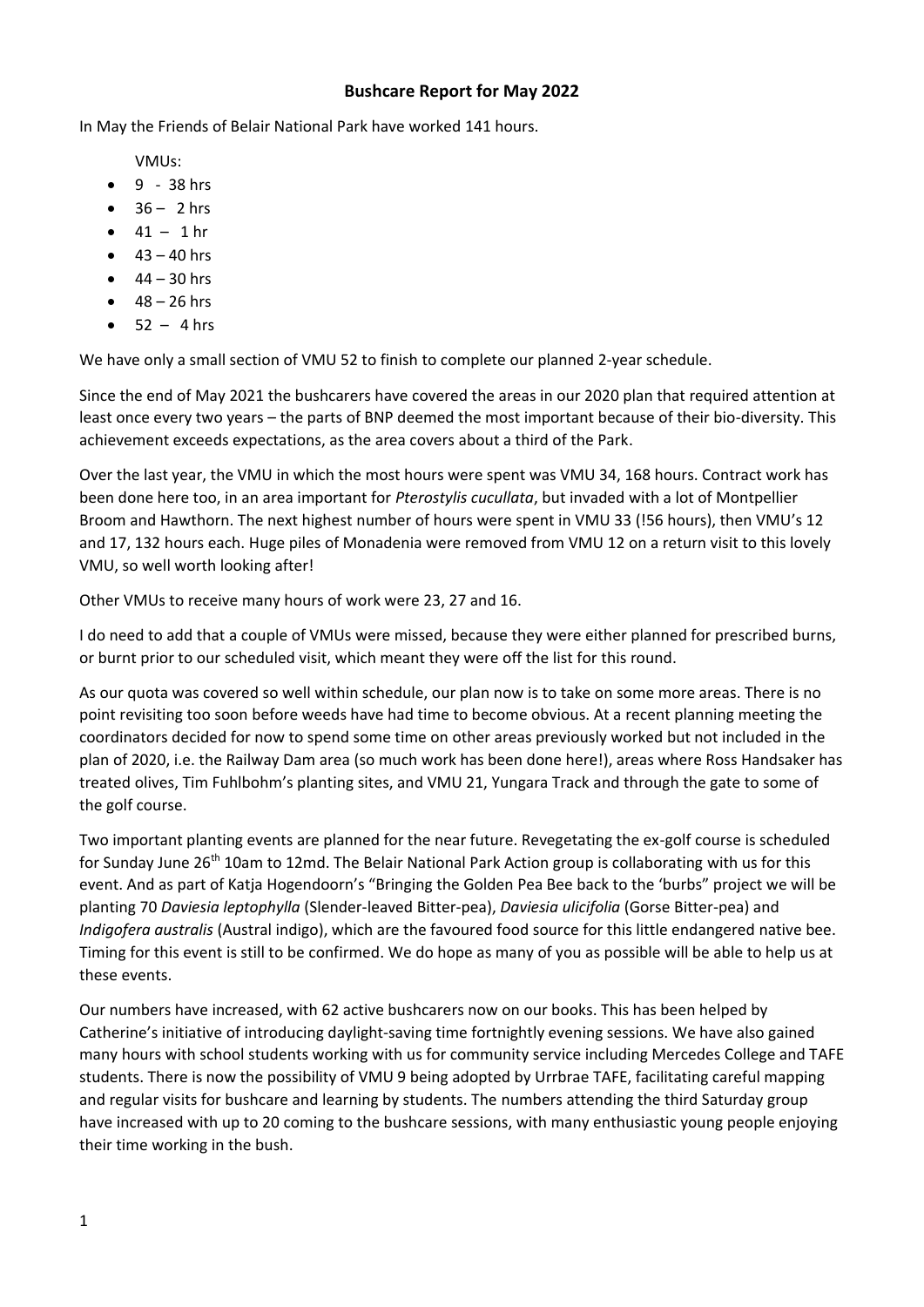**Bushcare Report for May 2022**

In May the Friends of Belair National Park have worked 141 hours.

VMUs:

- 9 - 38 hrs
- 36 – 2 hrs
- 41 – 1 hr
- 43 – 40 hrs
- 44 – 30 hrs
- 48 – 26 hrs
- 52 – 4 hrs

We have only a small section of VMU 52 to finish to complete our planned 2-year schedule.

Since the end of May 2021 the bushcarers have covered the areas in our 2020 plan that required attention at least once every two years – the parts of BNP deemed the most important because of their bio-diversity. This achievement exceeds expectations, as the area covers about a third of the Park.

Over the last year, the VMU in which the most hours were spent was VMU 34, 168 hours. Contract work has been done here too, in an area important for *Pterostylis cucullata*, but invaded with a lot of Montpellier Broom and Hawthorn. The next highest number of hours were spent in VMU 33 (!56 hours), then VMU's 12 and 17, 132 hours each. Huge piles of Monadenia were removed from VMU 12 on a return visit to this lovely VMU, so well worth looking after!

Other VMUs to receive many hours of work were 23, 27 and 16.

I do need to add that a couple of VMUs were missed, because they were either planned for prescribed burns, or burnt prior to our scheduled visit, which meant they were off the list for this round.

As our quota was covered so well within schedule, our plan now is to take on some more areas. There is no point revisiting too soon before weeds have had time to become obvious. At a recent planning meeting the coordinators decided for now to spend some time on other areas previously worked but not included in the plan of 2020, i.e. the Railway Dam area (so much work has been done here!), areas where Ross Handsaker has treated olives, Tim Fuhlbohm's planting sites, and VMU 21, Yungara Track and through the gate to some of the golf course.

Two important planting events are planned for the near future. Revegetating the ex-golf course is scheduled for Sunday June 26th 10am to 12md. The Belair National Park Action group is collaborating with us for this event. And as part of Katja Hogendoorn's "Bringing the Golden Pea Bee back to the 'burbs" project we will be planting 70 *Daviesia leptophylla* (Slender-leaved Bitter-pea), *Daviesia ulicifolia* (Gorse Bitter-pea) and *Indigofera australis* (Austral indigo), which are the favoured food source for this little endangered native bee. Timing for this event is still to be confirmed. We do hope as many of you as possible will be able to help us at these events.

Our numbers have increased, with 62 active bushcarers now on our books. This has been helped by Catherine's initiative of introducing daylight-saving time fortnightly evening sessions. We have also gained many hours with school students working with us for community service including Mercedes College and TAFE students. There is now the possibility of VMU 9 being adopted by Urrbrae TAFE, facilitating careful mapping and regular visits for bushcare and learning by students. The numbers attending the third Saturday group have increased with up to 20 coming to the bushcare sessions, with many enthusiastic young people enjoying their time working in the bush.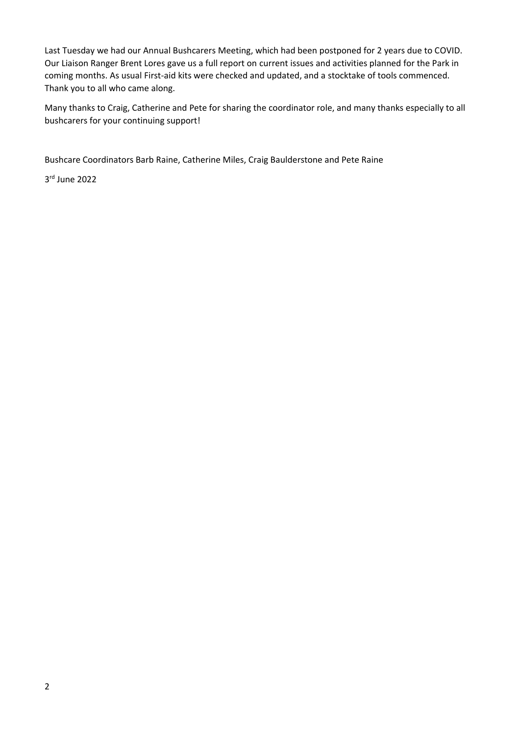Last Tuesday we had our Annual Bushcarers Meeting, which had been postponed for 2 years due to COVID. Our Liaison Ranger Brent Lores gave us a full report on current issues and activities planned for the Park in coming months. As usual First-aid kits were checked and updated, and a stocktake of tools commenced. Thank you to all who came along.

Many thanks to Craig, Catherine and Pete for sharing the coordinator role, and many thanks especially to all bushcarers for your continuing support!

Bushcare Coordinators Barb Raine, Catherine Miles, Craig Baulderstone and Pete Raine

3rd June 2022